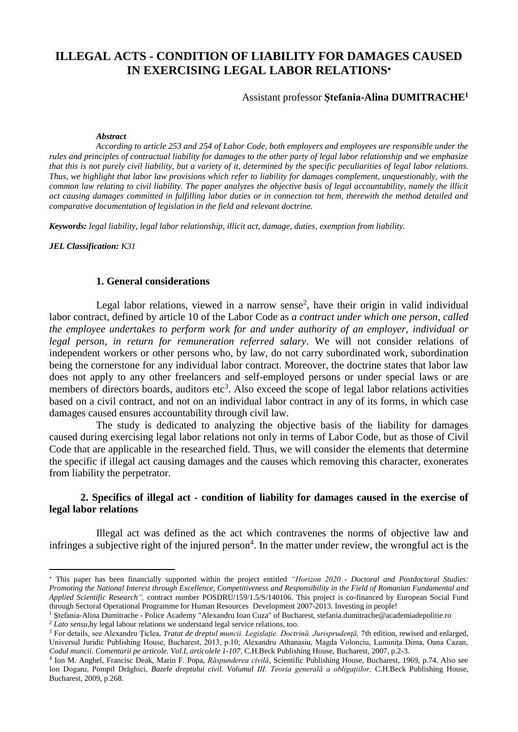# ILLEGAL ACTS - CONDITION OF LIABILITY FOR DAMAGES CAUSED IN EXERCISING LEGAL LABOR RELATIONS[*]

Assistant professor **Ştefania-Alina DUMITRACHE**[1]

***Abstract***

*According to article 253 and 254 of Labor Code, both employers and employees are responsible under the rules and principles of contractual liability for damages to the other party of legal labor relationship and we emphasize that this is not purely civil liability, but a variety of it, determined by the specific peculiarities of legal labor relations. Thus, we highlight that labor law provisions which refer to liability for damages complement, unquestionably, with the common law relating to civil liability. The paper analyzes the objective basis of legal accountability, namely the illicit act causing damages committed in fulfilling labor duties or in connection tot hem, therewith the method detailed and comparative documentation of legislation in the field and relevant doctrine.*

***Keywords:*** *legal liability, legal labor relationship, illicit act, damage, duties, exemption from liability.*

***JEL Classification:*** *K31*

## 1. General considerations

Legal labor relations, viewed in a narrow sense[2], have their origin in valid individual labor contract, defined by article 10 of the Labor Code as *a contract under which one person, called the employee undertakes to perform work for and under authority of an employer, individual or legal person, in return for remuneration referred salary*. We will not consider relations of independent workers or other persons who, by law, do not carry subordinated work, subordination being the cornerstone for any individual labor contract. Moreover, the doctrine states that labor law does not apply to any other freelancers and self-employed persons or under special laws or are members of directors boards, auditors etc[3]. Also exceed the scope of legal labor relations activities based on a civil contract, and not on an individual labor contract in any of its forms, in which case damages caused ensures accountability through civil law.

The study is dedicated to analyzing the objective basis of the liability for damages caused during exercising legal labor relations not only in terms of Labor Code, but as those of Civil Code that are applicable in the researched field. Thus, we will consider the elements that determine the specific if illegal act causing damages and the causes which removing this character, exonerates from liability the perpetrator.

## 2. Specifics of illegal act - condition of liability for damages caused in the exercise of legal labor relations

Illegal act was defined as the act which contravenes the norms of objective law and infringes a subjective right of the injured person[4]. In the matter under review, the wrongful act is the

---

[*] This paper has been financially supported within the project entitled *"Horizon 2020 - Doctoral and Postdoctoral Studies: Promoting the National Interest through Excellence, Competitiveness and Responsibility in the Field of Romanian Fundamental and Applied Scientific Research",* contract number POSDRU/159/1.5/S/140106. This project is co-financed by European Social Fund through Sectoral Operational Programme for Human Resources Development 2007-2013. Investing in people!

[1] Ştefania-Alina Dumitrache - Police Academy "Alexandru Ioan Cuza" of Bucharest, stefania.dumitrache@academiadepolitie.ro

[2] *Lato sensu,*by legal labour relations we understand legal service relations, too.

[3] For details, see Alexandru Ţiclea, *Tratat de dreptul muncii. Legislaţie. Doctrină. Jurisprudenţă,* 7th edition, rewised and enlarged, Universul Juridic Publishing House, Bucharest, 2013, p.10; Alexandru Athanasiu, Magda Volonciu, Luminiţa Dima, Oana Cazan, *Codul muncii. Comentarii pe articole. Vol.I, articolele 1-107,* C.H.Beck Publishing House, Bucharest, 2007, p.2-3.

[4] Ion M. Anghel, Francisc Deak, Marin F. Popa, *Răspunderea civilă,* Scientific Publishing House, Bucharest, 1969, p.74. Also see Ion Dogaru, Pompil Drăghici, *Bazele dreptului civil. Volumul III. Teoria generală a obligaţiilor,* C.H.Beck Publishing House, Bucharest, 2009, p.268.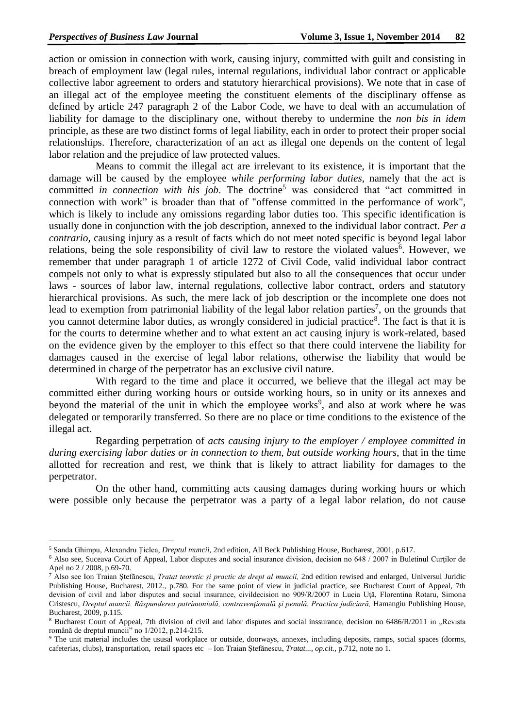action or omission in connection with work, causing injury, committed with guilt and consisting in breach of employment law (legal rules, internal regulations, individual labor contract or applicable collective labor agreement to orders and statutory hierarchical provisions). We note that in case of an illegal act of the employee meeting the constituent elements of the disciplinary offense as defined by article 247 paragraph 2 of the Labor Code, we have to deal with an accumulation of liability for damage to the disciplinary one, without thereby to undermine the *non bis in idem* principle, as these are two distinct forms of legal liability, each in order to protect their proper social relationships. Therefore, characterization of an act as illegal one depends on the content of legal labor relation and the prejudice of law protected values.

Means to commit the illegal act are irrelevant to its existence, it is important that the damage will be caused by the employee *while performing labor duties*, namely that the act is committed *in connection with his job*. The doctrine[5] was considered that "act committed in connection with work" is broader than that of "offense committed in the performance of work", which is likely to include any omissions regarding labor duties too. This specific identification is usually done in conjunction with the job description, annexed to the individual labor contract. *Per a contrario*, causing injury as a result of facts which do not meet noted specific is beyond legal labor relations, being the sole responsibility of civil law to restore the violated values[6]. However, we remember that under paragraph 1 of article 1272 of Civil Code, valid individual labor contract compels not only to what is expressly stipulated but also to all the consequences that occur under laws - sources of labor law, internal regulations, collective labor contract, orders and statutory hierarchical provisions. As such, the mere lack of job description or the incomplete one does not lead to exemption from patrimonial liability of the legal labor relation parties[7], on the grounds that you cannot determine labor duties, as wrongly considered in judicial practice[8]. The fact is that it is for the courts to determine whether and to what extent an act causing injury is work-related, based on the evidence given by the employer to this effect so that there could intervene the liability for damages caused in the exercise of legal labor relations, otherwise the liability that would be determined in charge of the perpetrator has an exclusive civil nature.

With regard to the time and place it occurred, we believe that the illegal act may be committed either during working hours or outside working hours, so in unity or its annexes and beyond the material of the unit in which the employee works[9], and also at work where he was delegated or temporarily transferred. So there are no place or time conditions to the existence of the illegal act.

Regarding perpetration of *acts causing injury to the employer / employee committed in during exercising labor duties or in connection to them, but outside working hours*, that in the time allotted for recreation and rest, we think that is likely to attract liability for damages to the perpetrator.

On the other hand, committing acts causing damages during working hours or which were possible only because the perpetrator was a party of a legal labor relation, do not cause

---

[5] Sanda Ghimpu, Alexandru Țiclea, *Dreptul muncii*, 2nd edition, All Beck Publishing House, Bucharest, 2001, p.617.

[6] Also see, Suceava Court of Appeal, Labor disputes and social insurance division, decision no 648 / 2007 in Buletinul Curților de Apel no 2 / 2008, p.69-70.

[7] Also see Ion Traian Ștefănescu, *Tratat teoretic și practic de drept al muncii,* 2nd edition rewised and enlarged, Universul Juridic Publishing House, Bucharest, 2012., p.780. For the same point of view in judicial practice, see Bucharest Court of Appeal, 7th devision of civil and labor disputes and social insurance, civildecision no 909/R/2007 in Lucia Uță, Florentina Rotaru, Simona Cristescu, *Dreptul muncii. Răspunderea patrimonială, contravențională și penală. Practica judiciară,* Hamangiu Publishing House, Bucharest, 2009, p.115.

[8] Bucharest Court of Appeal, 7th division of civil and labor disputes and social inssurance, decision no 6486/R/2011 in „Revista română de dreptul muncii" no 1/2012, p.214-215.

[9] The unit material includes the ususal workplace or outside, doorways, annexes, including deposits, ramps, social spaces (dorms, cafeterias, clubs), transportation, retail spaces etc – Ion Traian Ștefănescu, *Tratat..., op.cit.,* p.712, note no 1.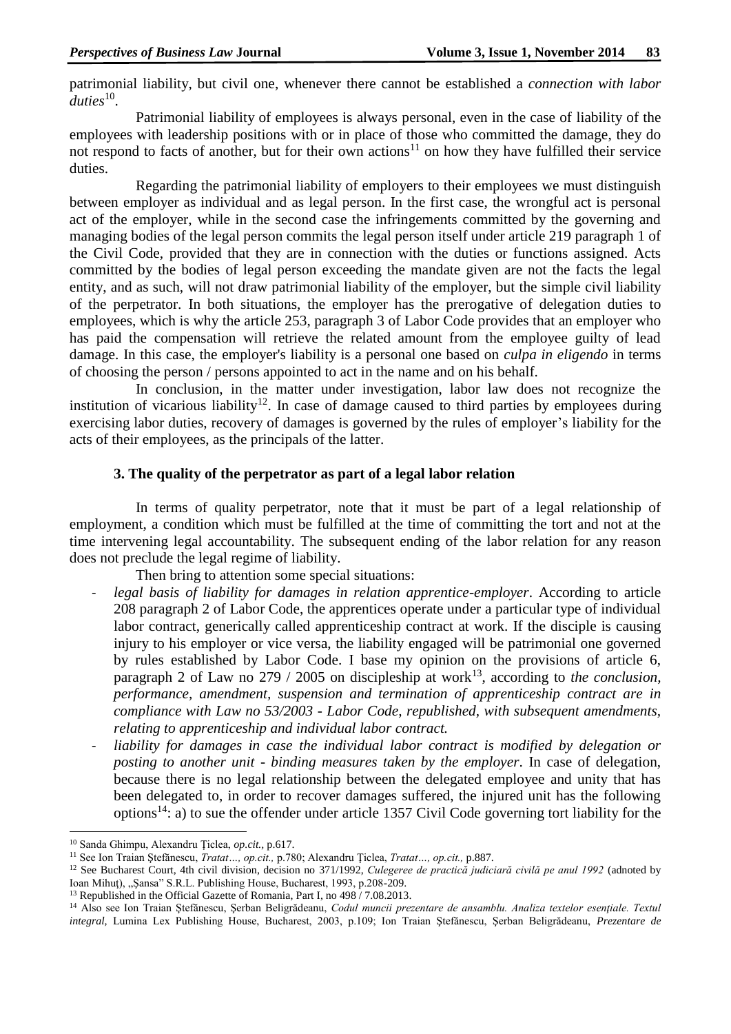patrimonial liability, but civil one, whenever there cannot be established a *connection with labor duties*[10].

Patrimonial liability of employees is always personal, even in the case of liability of the employees with leadership positions with or in place of those who committed the damage, they do not respond to facts of another, but for their own actions[11] on how they have fulfilled their service duties.

Regarding the patrimonial liability of employers to their employees we must distinguish between employer as individual and as legal person. In the first case, the wrongful act is personal act of the employer, while in the second case the infringements committed by the governing and managing bodies of the legal person commits the legal person itself under article 219 paragraph 1 of the Civil Code, provided that they are in connection with the duties or functions assigned. Acts committed by the bodies of legal person exceeding the mandate given are not the facts the legal entity, and as such, will not draw patrimonial liability of the employer, but the simple civil liability of the perpetrator. In both situations, the employer has the prerogative of delegation duties to employees, which is why the article 253, paragraph 3 of Labor Code provides that an employer who has paid the compensation will retrieve the related amount from the employee guilty of lead damage. In this case, the employer's liability is a personal one based on *culpa in eligendo* in terms of choosing the person / persons appointed to act in the name and on his behalf.

In conclusion, in the matter under investigation, labor law does not recognize the institution of vicarious liability[12]. In case of damage caused to third parties by employees during exercising labor duties, recovery of damages is governed by the rules of employer's liability for the acts of their employees, as the principals of the latter.

### 3. The quality of the perpetrator as part of a legal labor relation

In terms of quality perpetrator, note that it must be part of a legal relationship of employment, a condition which must be fulfilled at the time of committing the tort and not at the time intervening legal accountability. The subsequent ending of the labor relation for any reason does not preclude the legal regime of liability.

Then bring to attention some special situations:

- *legal basis of liability for damages in relation apprentice-employer*. According to article 208 paragraph 2 of Labor Code, the apprentices operate under a particular type of individual labor contract, generically called apprenticeship contract at work. If the disciple is causing injury to his employer or vice versa, the liability engaged will be patrimonial one governed by rules established by Labor Code. I base my opinion on the provisions of article 6, paragraph 2 of Law no 279 / 2005 on discipleship at work[13], according to *the conclusion, performance, amendment, suspension and termination of apprenticeship contract are in compliance with Law no 53/2003 - Labor Code, republished, with subsequent amendments, relating to apprenticeship and individual labor contract.*
- *liability for damages in case the individual labor contract is modified by delegation or posting to another unit - binding measures taken by the employer*. In case of delegation, because there is no legal relationship between the delegated employee and unity that has been delegated to, in order to recover damages suffered, the injured unit has the following options[14]: a) to sue the offender under article 1357 Civil Code governing tort liability for the

---

[10] Sanda Ghimpu, Alexandru Ţiclea, *op.cit.*, p.617.

[11] See Ion Traian Ştefănescu, *Tratat…, op.cit.,* p.780; Alexandru Ţiclea, *Tratat…, op.cit.,* p.887.

[12] See Bucharest Court, 4th civil division, decision no 371/1992, *Culegeree de practică judiciară civilă pe anul 1992* (adnoted by Ioan Mihuţ), „Şansa" S.R.L. Publishing House, Bucharest, 1993, p.208-209.

[13] Republished in the Official Gazette of Romania, Part I, no 498 / 7.08.2013.

[14] Also see Ion Traian Ştefănescu, Şerban Beligrădeanu, *Codul muncii prezentare de ansamblu. Analiza textelor esenţiale. Textul integral,* Lumina Lex Publishing House, Bucharest, 2003, p.109; Ion Traian Ştefănescu, Şerban Beligrădeanu, *Prezentare de*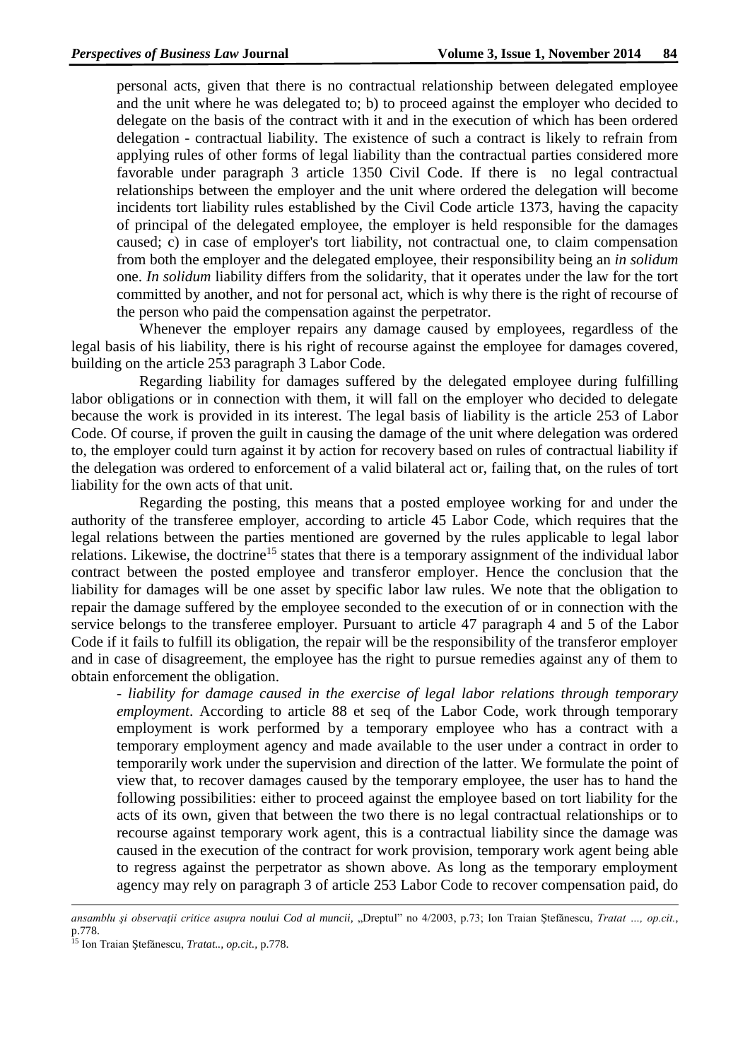personal acts, given that there is no contractual relationship between delegated employee and the unit where he was delegated to; b) to proceed against the employer who decided to delegate on the basis of the contract with it and in the execution of which has been ordered delegation - contractual liability. The existence of such a contract is likely to refrain from applying rules of other forms of legal liability than the contractual parties considered more favorable under paragraph 3 article 1350 Civil Code. If there is no legal contractual relationships between the employer and the unit where ordered the delegation will become incidents tort liability rules established by the Civil Code article 1373, having the capacity of principal of the delegated employee, the employer is held responsible for the damages caused; c) in case of employer's tort liability, not contractual one, to claim compensation from both the employer and the delegated employee, their responsibility being an *in solidum* one. *In solidum* liability differs from the solidarity, that it operates under the law for the tort committed by another, and not for personal act, which is why there is the right of recourse of the person who paid the compensation against the perpetrator.

Whenever the employer repairs any damage caused by employees, regardless of the legal basis of his liability, there is his right of recourse against the employee for damages covered, building on the article 253 paragraph 3 Labor Code.

Regarding liability for damages suffered by the delegated employee during fulfilling labor obligations or in connection with them, it will fall on the employer who decided to delegate because the work is provided in its interest. The legal basis of liability is the article 253 of Labor Code. Of course, if proven the guilt in causing the damage of the unit where delegation was ordered to, the employer could turn against it by action for recovery based on rules of contractual liability if the delegation was ordered to enforcement of a valid bilateral act or, failing that, on the rules of tort liability for the own acts of that unit.

Regarding the posting, this means that a posted employee working for and under the authority of the transferee employer, according to article 45 Labor Code, which requires that the legal relations between the parties mentioned are governed by the rules applicable to legal labor relations. Likewise, the doctrine[15] states that there is a temporary assignment of the individual labor contract between the posted employee and transferor employer. Hence the conclusion that the liability for damages will be one asset by specific labor law rules. We note that the obligation to repair the damage suffered by the employee seconded to the execution of or in connection with the service belongs to the transferee employer. Pursuant to article 47 paragraph 4 and 5 of the Labor Code if it fails to fulfill its obligation, the repair will be the responsibility of the transferor employer and in case of disagreement, the employee has the right to pursue remedies against any of them to obtain enforcement the obligation.

- *liability for damage caused in the exercise of legal labor relations through temporary employment*. According to article 88 et seq of the Labor Code, work through temporary employment is work performed by a temporary employee who has a contract with a temporary employment agency and made available to the user under a contract in order to temporarily work under the supervision and direction of the latter. We formulate the point of view that, to recover damages caused by the temporary employee, the user has to hand the following possibilities: either to proceed against the employee based on tort liability for the acts of its own, given that between the two there is no legal contractual relationships or to recourse against temporary work agent, this is a contractual liability since the damage was caused in the execution of the contract for work provision, temporary work agent being able to regress against the perpetrator as shown above. As long as the temporary employment agency may rely on paragraph 3 of article 253 Labor Code to recover compensation paid, do

---

*ansamblu şi observaţii critice asupra noului Cod al muncii*, „Dreptul" no 4/2003, p.73; Ion Traian Ştefănescu, *Tratat ..., op.cit.*, p.778.

[15] Ion Traian Ştefănescu, *Tratat.., op.cit.*, p.778.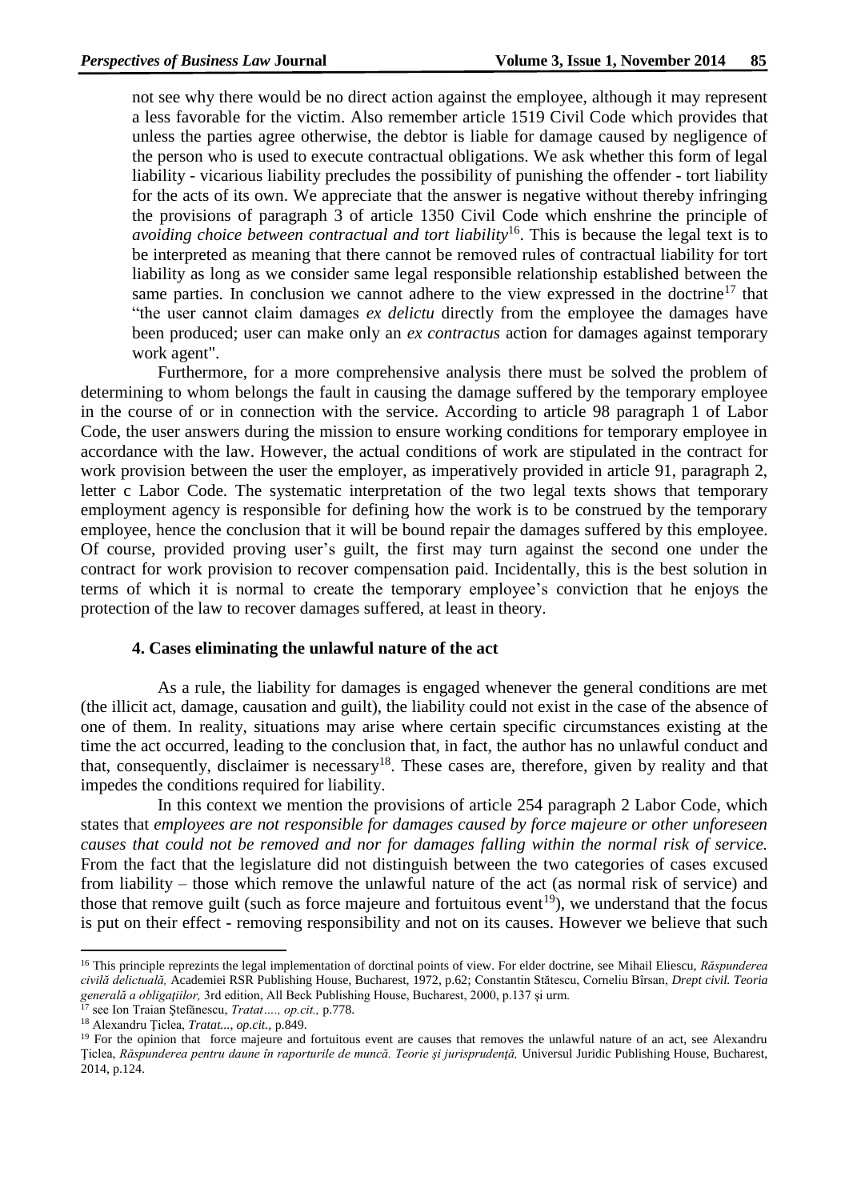not see why there would be no direct action against the employee, although it may represent a less favorable for the victim. Also remember article 1519 Civil Code which provides that unless the parties agree otherwise, the debtor is liable for damage caused by negligence of the person who is used to execute contractual obligations. We ask whether this form of legal liability - vicarious liability precludes the possibility of punishing the offender - tort liability for the acts of its own. We appreciate that the answer is negative without thereby infringing the provisions of paragraph 3 of article 1350 Civil Code which enshrine the principle of *avoiding choice between contractual and tort liability*[16]. This is because the legal text is to be interpreted as meaning that there cannot be removed rules of contractual liability for tort liability as long as we consider same legal responsible relationship established between the same parties. In conclusion we cannot adhere to the view expressed in the doctrine[17] that "the user cannot claim damages *ex delictu* directly from the employee the damages have been produced; user can make only an *ex contractus* action for damages against temporary work agent".

Furthermore, for a more comprehensive analysis there must be solved the problem of determining to whom belongs the fault in causing the damage suffered by the temporary employee in the course of or in connection with the service. According to article 98 paragraph 1 of Labor Code, the user answers during the mission to ensure working conditions for temporary employee in accordance with the law. However, the actual conditions of work are stipulated in the contract for work provision between the user the employer, as imperatively provided in article 91, paragraph 2, letter c Labor Code. The systematic interpretation of the two legal texts shows that temporary employment agency is responsible for defining how the work is to be construed by the temporary employee, hence the conclusion that it will be bound repair the damages suffered by this employee. Of course, provided proving user's guilt, the first may turn against the second one under the contract for work provision to recover compensation paid. Incidentally, this is the best solution in terms of which it is normal to create the temporary employee's conviction that he enjoys the protection of the law to recover damages suffered, at least in theory.

### 4. Cases eliminating the unlawful nature of the act

As a rule, the liability for damages is engaged whenever the general conditions are met (the illicit act, damage, causation and guilt), the liability could not exist in the case of the absence of one of them. In reality, situations may arise where certain specific circumstances existing at the time the act occurred, leading to the conclusion that, in fact, the author has no unlawful conduct and that, consequently, disclaimer is necessary[18]. These cases are, therefore, given by reality and that impedes the conditions required for liability.

In this context we mention the provisions of article 254 paragraph 2 Labor Code, which states that *employees are not responsible for damages caused by force majeure or other unforeseen causes that could not be removed and nor for damages falling within the normal risk of service.* From the fact that the legislature did not distinguish between the two categories of cases excused from liability – those which remove the unlawful nature of the act (as normal risk of service) and those that remove guilt (such as force majeure and fortuitous event[19]), we understand that the focus is put on their effect - removing responsibility and not on its causes. However we believe that such

---

[16] This principle reprezints the legal implementation of dorctinal points of view. For elder doctrine, see Mihail Eliescu, *Răspunderea civilă delictuală,* Academiei RSR Publishing House, Bucharest, 1972, p.62; Constantin Stătescu, Corneliu Bîrsan, *Drept civil. Teoria generală a obligaţiilor,* 3rd edition, All Beck Publishing House, Bucharest, 2000, p.137 şi urm.

[17] see Ion Traian Ştefănescu, *Tratat…., op.cit.,* p.778.

[18] Alexandru Ţiclea, *Tratat..., op.cit.,* p.849.

[19] For the opinion that force majeure and fortuitous event are causes that removes the unlawful nature of an act, see Alexandru Ţiclea, *Răspunderea pentru daune în raporturile de muncă. Teorie şi jurisprudenţă,* Universul Juridic Publishing House, Bucharest, 2014, p.124.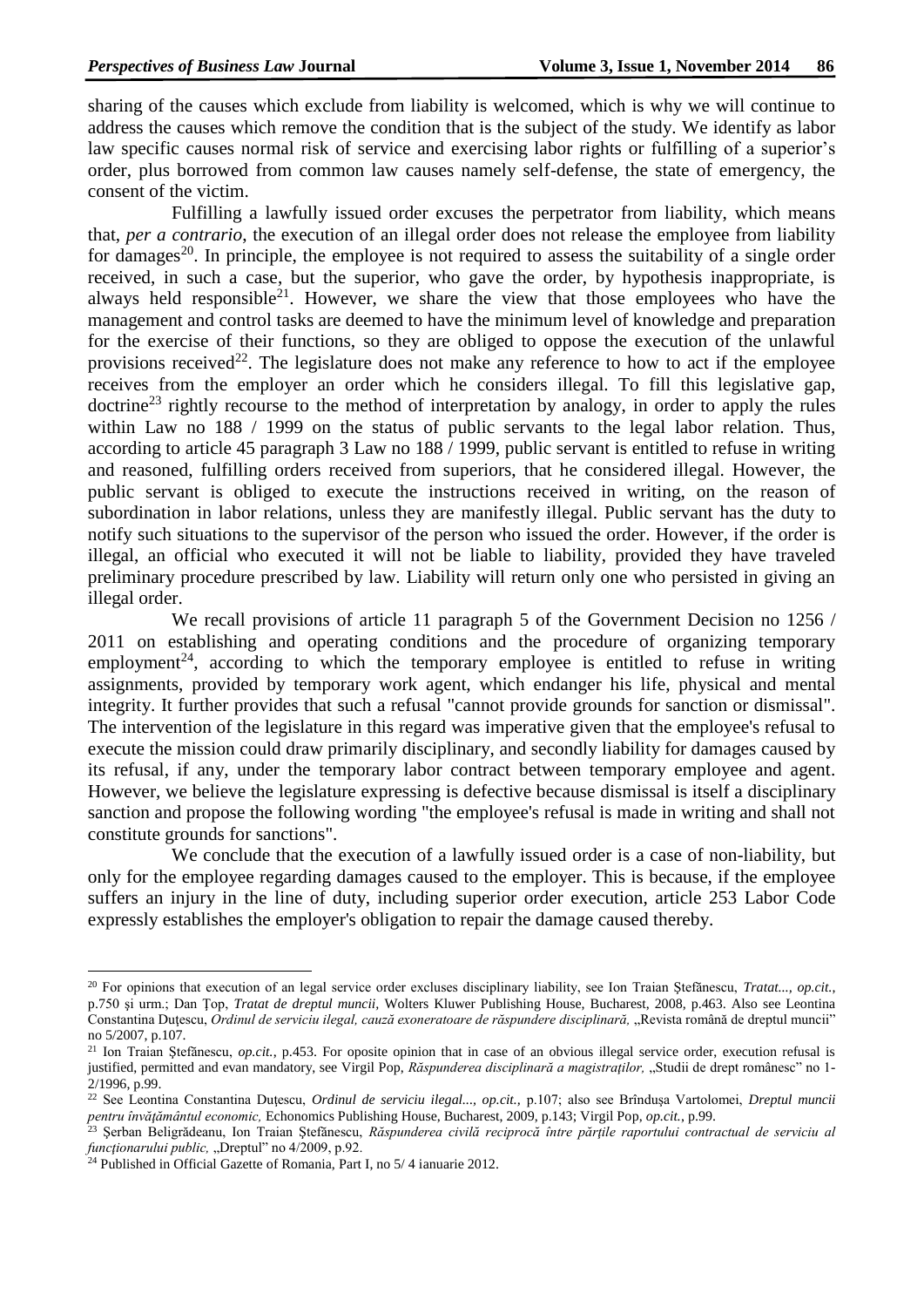sharing of the causes which exclude from liability is welcomed, which is why we will continue to address the causes which remove the condition that is the subject of the study. We identify as labor law specific causes normal risk of service and exercising labor rights or fulfilling of a superior's order, plus borrowed from common law causes namely self-defense, the state of emergency, the consent of the victim.

Fulfilling a lawfully issued order excuses the perpetrator from liability, which means that, *per a contrario*, the execution of an illegal order does not release the employee from liability for damages[20]. In principle, the employee is not required to assess the suitability of a single order received, in such a case, but the superior, who gave the order, by hypothesis inappropriate, is always held responsible[21]. However, we share the view that those employees who have the management and control tasks are deemed to have the minimum level of knowledge and preparation for the exercise of their functions, so they are obliged to oppose the execution of the unlawful provisions received[22]. The legislature does not make any reference to how to act if the employee receives from the employer an order which he considers illegal. To fill this legislative gap, doctrine[23] rightly recourse to the method of interpretation by analogy, in order to apply the rules within Law no 188 / 1999 on the status of public servants to the legal labor relation. Thus, according to article 45 paragraph 3 Law no 188 / 1999, public servant is entitled to refuse in writing and reasoned, fulfilling orders received from superiors, that he considered illegal. However, the public servant is obliged to execute the instructions received in writing, on the reason of subordination in labor relations, unless they are manifestly illegal. Public servant has the duty to notify such situations to the supervisor of the person who issued the order. However, if the order is illegal, an official who executed it will not be liable to liability, provided they have traveled preliminary procedure prescribed by law. Liability will return only one who persisted in giving an illegal order.

We recall provisions of article 11 paragraph 5 of the Government Decision no 1256 / 2011 on establishing and operating conditions and the procedure of organizing temporary employment[24], according to which the temporary employee is entitled to refuse in writing assignments, provided by temporary work agent, which endanger his life, physical and mental integrity. It further provides that such a refusal "cannot provide grounds for sanction or dismissal". The intervention of the legislature in this regard was imperative given that the employee's refusal to execute the mission could draw primarily disciplinary, and secondly liability for damages caused by its refusal, if any, under the temporary labor contract between temporary employee and agent. However, we believe the legislature expressing is defective because dismissal is itself a disciplinary sanction and propose the following wording "the employee's refusal is made in writing and shall not constitute grounds for sanctions".

We conclude that the execution of a lawfully issued order is a case of non-liability, but only for the employee regarding damages caused to the employer. This is because, if the employee suffers an injury in the line of duty, including superior order execution, article 253 Labor Code expressly establishes the employer's obligation to repair the damage caused thereby.

---

[20] For opinions that execution of an legal service order excluses disciplinary liability, see Ion Traian Ştefănescu, *Tratat..., op.cit.*, p.750 şi urm.; Dan Ţop, *Tratat de dreptul muncii*, Wolters Kluwer Publishing House, Bucharest, 2008, p.463. Also see Leontina Constantina Duţescu, *Ordinul de serviciu ilegal, cauză exoneratoare de răspundere disciplinară*, „Revista română de dreptul muncii" no 5/2007, p.107.

[21] Ion Traian Ştefănescu, *op.cit.*, p.453. For oposite opinion that in case of an obvious illegal service order, execution refusal is justified, permitted and evan mandatory, see Virgil Pop, *Răspunderea disciplinară a magistraţilor*, „Studii de drept românesc" no 1-2/1996, p.99.

[22] See Leontina Constantina Duţescu, *Ordinul de serviciu ilegal..., op.cit.*, p.107; also see Brînduşa Vartolomei, *Dreptul muncii pentru învăţământul economic*, Echonomics Publishing House, Bucharest, 2009, p.143; Virgil Pop, *op.cit.*, p.99.

[23] Şerban Beligrădeanu, Ion Traian Ştefănescu, *Răspunderea civilă reciprocă între părţile raportului contractual de serviciu al funcţionarului public*, „Dreptul" no 4/2009, p.92.

[24] Published in Official Gazette of Romania, Part I, no 5/ 4 ianuarie 2012.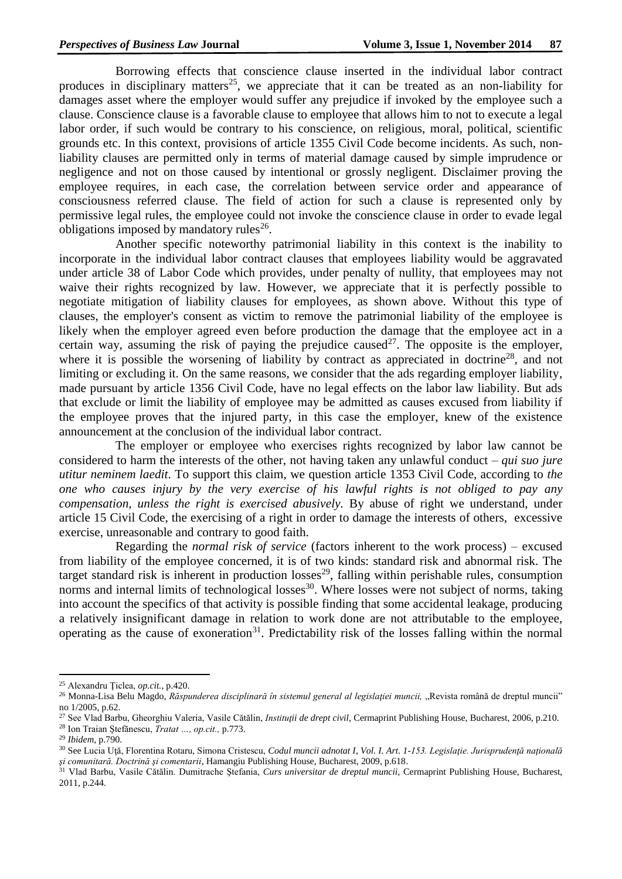Borrowing effects that conscience clause inserted in the individual labor contract produces in disciplinary matters[25], we appreciate that it can be treated as an non-liability for damages asset where the employer would suffer any prejudice if invoked by the employee such a clause. Conscience clause is a favorable clause to employee that allows him to not to execute a legal labor order, if such would be contrary to his conscience, on religious, moral, political, scientific grounds etc. In this context, provisions of article 1355 Civil Code become incidents. As such, non-liability clauses are permitted only in terms of material damage caused by simple imprudence or negligence and not on those caused by intentional or grossly negligent. Disclaimer proving the employee requires, in each case, the correlation between service order and appearance of consciousness referred clause. The field of action for such a clause is represented only by permissive legal rules, the employee could not invoke the conscience clause in order to evade legal obligations imposed by mandatory rules[26].

Another specific noteworthy patrimonial liability in this context is the inability to incorporate in the individual labor contract clauses that employees liability would be aggravated under article 38 of Labor Code which provides, under penalty of nullity, that employees may not waive their rights recognized by law. However, we appreciate that it is perfectly possible to negotiate mitigation of liability clauses for employees, as shown above. Without this type of clauses, the employer's consent as victim to remove the patrimonial liability of the employee is likely when the employer agreed even before production the damage that the employee act in a certain way, assuming the risk of paying the prejudice caused[27]. The opposite is the employer, where it is possible the worsening of liability by contract as appreciated in doctrine[28], and not limiting or excluding it. On the same reasons, we consider that the ads regarding employer liability, made pursuant by article 1356 Civil Code, have no legal effects on the labor law liability. But ads that exclude or limit the liability of employee may be admitted as causes excused from liability if the employee proves that the injured party, in this case the employer, knew of the existence announcement at the conclusion of the individual labor contract.

The employer or employee who exercises rights recognized by labor law cannot be considered to harm the interests of the other, not having taken any unlawful conduct – *qui suo jure utitur neminem laedit*. To support this claim, we question article 1353 Civil Code, according to *the one who causes injury by the very exercise of his lawful rights is not obliged to pay any compensation, unless the right is exercised abusively.* By abuse of right we understand, under article 15 Civil Code, the exercising of a right in order to damage the interests of others, excessive exercise, unreasonable and contrary to good faith.

Regarding the *normal risk of service* (factors inherent to the work process) – excused from liability of the employee concerned, it is of two kinds: standard risk and abnormal risk. The target standard risk is inherent in production losses[29], falling within perishable rules, consumption norms and internal limits of technological losses[30]. Where losses were not subject of norms, taking into account the specifics of that activity is possible finding that some accidental leakage, producing a relatively insignificant damage in relation to work done are not attributable to the employee, operating as the cause of exoneration[31]. Predictability risk of the losses falling within the normal

---

[25] Alexandru Ţiclea, *op.cit.*, p.420.

[26] Monna-Lisa Belu Magdo, *Răspunderea disciplinară în sistemul general al legislaţiei muncii,* „Revista română de dreptul muncii" no 1/2005, p.62.

[27] See Vlad Barbu, Gheorghiu Valeria, Vasile Cătălin, *Instituţii de drept civil*, Cermaprint Publishing House, Bucharest, 2006, p.210.

[28] Ion Traian Ştefănescu, *Tratat ..., op.cit.,* p.773.

[29] *Ibidem*, p.790.

[30] See Lucia Uţă, Florentina Rotaru, Simona Cristescu, *Codul muncii adnotat I, Vol. I. Art. 1-153. Legislaţie. Jurisprudenţă naţională şi comunitară. Doctrină şi comentarii*, Hamangiu Publishing House, Bucharest, 2009, p.618.

[31] Vlad Barbu, Vasile Cătălin. Dumitrache Ştefania, *Curs universitar de dreptul muncii,* Cermaprint Publishing House, Bucharest, 2011, p.244.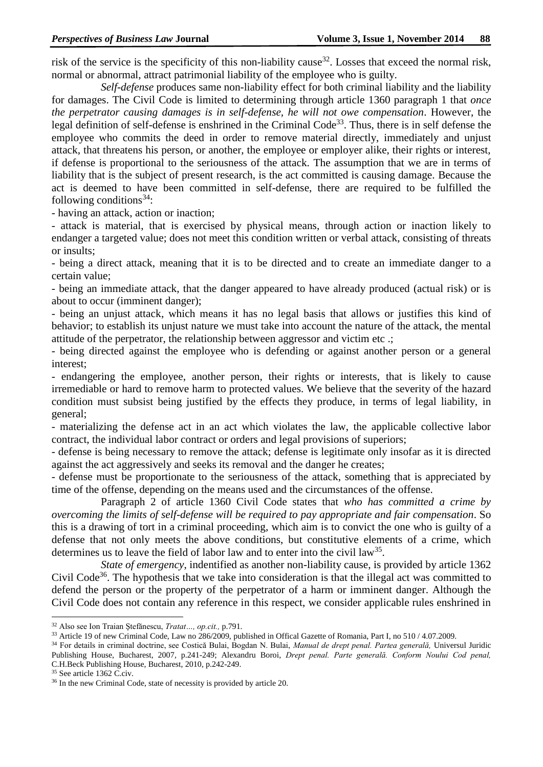risk of the service is the specificity of this non-liability cause[32]. Losses that exceed the normal risk, normal or abnormal, attract patrimonial liability of the employee who is guilty.

*Self-defense* produces same non-liability effect for both criminal liability and the liability for damages. The Civil Code is limited to determining through article 1360 paragraph 1 that *once the perpetrator causing damages is in self-defense, he will not owe compensation*. However, the legal definition of self-defense is enshrined in the Criminal Code[33]. Thus, there is in self defense the employee who commits the deed in order to remove material directly, immediately and unjust attack, that threatens his person, or another, the employee or employer alike, their rights or interest, if defense is proportional to the seriousness of the attack. The assumption that we are in terms of liability that is the subject of present research, is the act committed is causing damage. Because the act is deemed to have been committed in self-defense, there are required to be fulfilled the following conditions[34]:

- having an attack, action or inaction;
- attack is material, that is exercised by physical means, through action or inaction likely to endanger a targeted value; does not meet this condition written or verbal attack, consisting of threats or insults;
- being a direct attack, meaning that it is to be directed and to create an immediate danger to a certain value;
- being an immediate attack, that the danger appeared to have already produced (actual risk) or is about to occur (imminent danger);
- being an unjust attack, which means it has no legal basis that allows or justifies this kind of behavior; to establish its unjust nature we must take into account the nature of the attack, the mental attitude of the perpetrator, the relationship between aggressor and victim etc .;
- being directed against the employee who is defending or against another person or a general interest;
- endangering the employee, another person, their rights or interests, that is likely to cause irremediable or hard to remove harm to protected values. We believe that the severity of the hazard condition must subsist being justified by the effects they produce, in terms of legal liability, in general;
- materializing the defense act in an act which violates the law, the applicable collective labor contract, the individual labor contract or orders and legal provisions of superiors;
- defense is being necessary to remove the attack; defense is legitimate only insofar as it is directed against the act aggressively and seeks its removal and the danger he creates;
- defense must be proportionate to the seriousness of the attack, something that is appreciated by time of the offense, depending on the means used and the circumstances of the offense.

Paragraph 2 of article 1360 Civil Code states that *who has committed a crime by overcoming the limits of self-defense will be required to pay appropriate and fair compensation*. So this is a drawing of tort in a criminal proceeding, which aim is to convict the one who is guilty of a defense that not only meets the above conditions, but constitutive elements of a crime, which determines us to leave the field of labor law and to enter into the civil law[35].

*State of emergency*, indentified as another non-liability cause, is provided by article 1362 Civil Code[36]. The hypothesis that we take into consideration is that the illegal act was committed to defend the person or the property of the perpetrator of a harm or imminent danger. Although the Civil Code does not contain any reference in this respect, we consider applicable rules enshrined in

---

[32] Also see Ion Traian Ştefănescu, *Tratat..., op.cit.,* p.791.

[33] Article 19 of new Criminal Code, Law no 286/2009, published in Offical Gazette of Romania, Part I, no 510 / 4.07.2009.

[34] For details in criminal doctrine, see Costică Bulai, Bogdan N. Bulai, *Manual de drept penal. Partea generală,* Universul Juridic Publishing House, Bucharest, 2007, p.241-249; Alexandru Boroi, *Drept penal. Parte generală. Conform Noului Cod penal,* C.H.Beck Publishing House, Bucharest, 2010, p.242-249.

[35] See article 1362 C.civ.

[36] In the new Criminal Code, state of necessity is provided by article 20.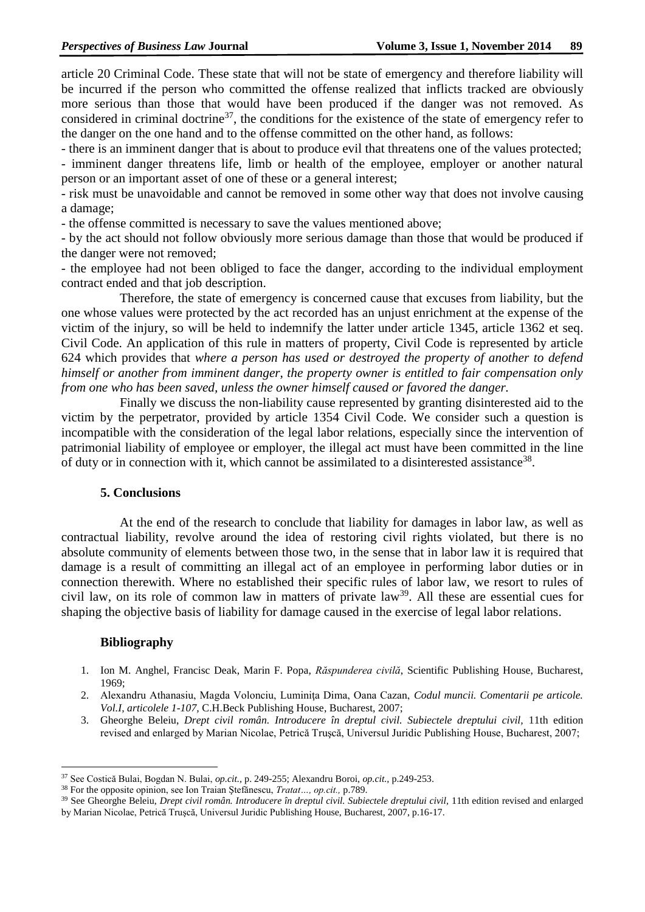article 20 Criminal Code. These state that will not be state of emergency and therefore liability will be incurred if the person who committed the offense realized that inflicts tracked are obviously more serious than those that would have been produced if the danger was not removed. As considered in criminal doctrine[37], the conditions for the existence of the state of emergency refer to the danger on the one hand and to the offense committed on the other hand, as follows:

- there is an imminent danger that is about to produce evil that threatens one of the values protected;
- imminent danger threatens life, limb or health of the employee, employer or another natural person or an important asset of one of these or a general interest;
- risk must be unavoidable and cannot be removed in some other way that does not involve causing a damage;
- the offense committed is necessary to save the values mentioned above;
- by the act should not follow obviously more serious damage than those that would be produced if the danger were not removed;
- the employee had not been obliged to face the danger, according to the individual employment contract ended and that job description.

Therefore, the state of emergency is concerned cause that excuses from liability, but the one whose values were protected by the act recorded has an unjust enrichment at the expense of the victim of the injury, so will be held to indemnify the latter under article 1345, article 1362 et seq. Civil Code. An application of this rule in matters of property, Civil Code is represented by article 624 which provides that *where a person has used or destroyed the property of another to defend himself or another from imminent danger, the property owner is entitled to fair compensation only from one who has been saved, unless the owner himself caused or favored the danger.*

Finally we discuss the non-liability cause represented by granting disinterested aid to the victim by the perpetrator, provided by article 1354 Civil Code. We consider such a question is incompatible with the consideration of the legal labor relations, especially since the intervention of patrimonial liability of employee or employer, the illegal act must have been committed in the line of duty or in connection with it, which cannot be assimilated to a disinterested assistance[38].

## 5. Conclusions

At the end of the research to conclude that liability for damages in labor law, as well as contractual liability, revolve around the idea of restoring civil rights violated, but there is no absolute community of elements between those two, in the sense that in labor law it is required that damage is a result of committing an illegal act of an employee in performing labor duties or in connection therewith. Where no established their specific rules of labor law, we resort to rules of civil law, on its role of common law in matters of private law[39]. All these are essential cues for shaping the objective basis of liability for damage caused in the exercise of legal labor relations.

## Bibliography

1. Ion M. Anghel, Francisc Deak, Marin F. Popa, *Răspunderea civilă*, Scientific Publishing House, Bucharest, 1969;
2. Alexandru Athanasiu, Magda Volonciu, Luminița Dima, Oana Cazan, *Codul muncii. Comentarii pe articole. Vol.I, articolele 1-107*, C.H.Beck Publishing House, Bucharest, 2007;
3. Gheorghe Beleiu, *Drept civil român. Introducere în dreptul civil. Subiectele dreptului civil,* 11th edition revised and enlarged by Marian Nicolae, Petrică Truşcă, Universul Juridic Publishing House, Bucharest, 2007;

---

[37] See Costică Bulai, Bogdan N. Bulai, *op.cit.*, p. 249-255; Alexandru Boroi, *op.cit.*, p.249-253.

[38] For the opposite opinion, see Ion Traian Ştefănescu, *Tratat…, op.cit.,* p.789.

[39] See Gheorghe Beleiu, *Drept civil român. Introducere în dreptul civil. Subiectele dreptului civil,* 11th edition revised and enlarged by Marian Nicolae, Petrică Truşcă, Universul Juridic Publishing House, Bucharest, 2007, p.16-17.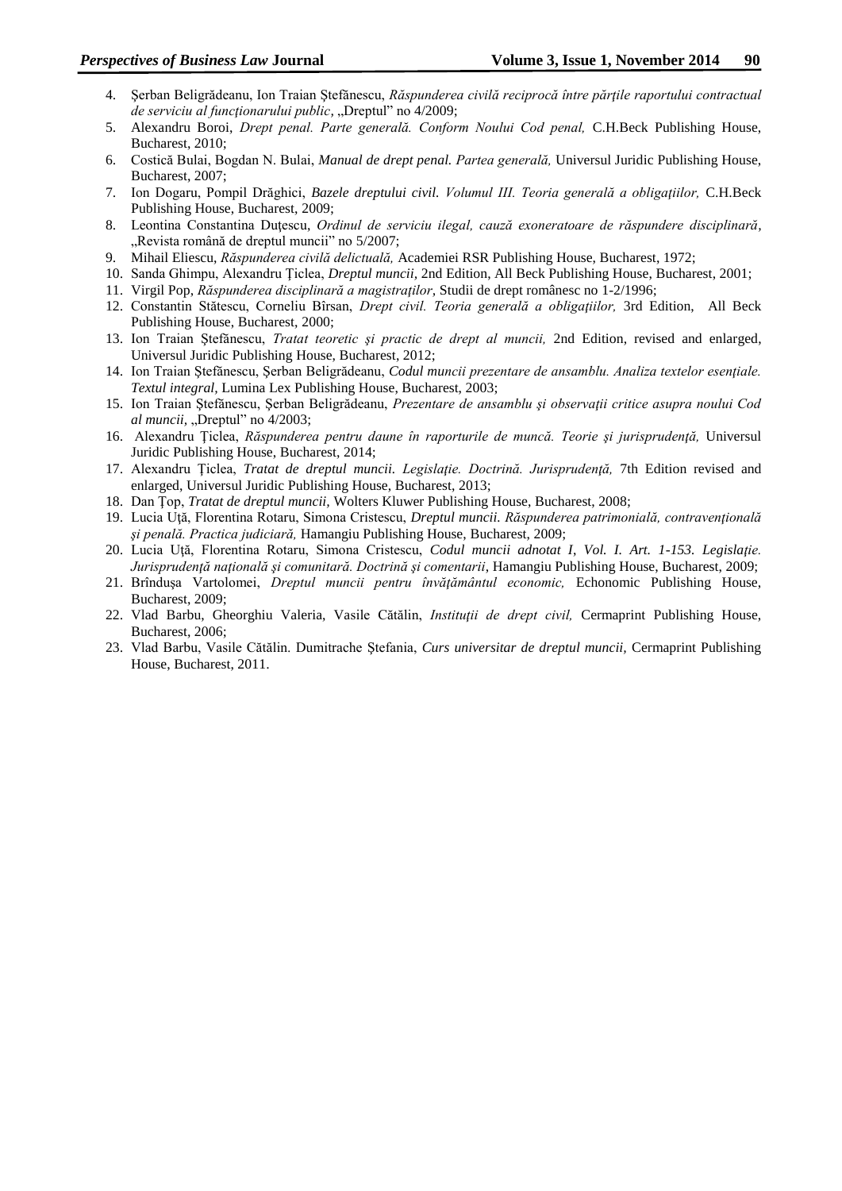4. Şerban Beligrădeanu, Ion Traian Ştefănescu, *Răspunderea civilă reciprocă între părţile raportului contractual de serviciu al funcţionarului public,* „Dreptul" no 4/2009;
5. Alexandru Boroi, *Drept penal. Parte generală. Conform Noului Cod penal,* C.H.Beck Publishing House, Bucharest, 2010;
6. Costică Bulai, Bogdan N. Bulai, *Manual de drept penal. Partea generală,* Universul Juridic Publishing House, Bucharest, 2007;
7. Ion Dogaru, Pompil Drăghici, *Bazele dreptului civil. Volumul III. Teoria generală a obligaţiilor,* C.H.Beck Publishing House, Bucharest, 2009;
8. Leontina Constantina Duţescu, *Ordinul de serviciu ilegal, cauză exoneratoare de răspundere disciplinară,* „Revista română de dreptul muncii" no 5/2007;
9. Mihail Eliescu, *Răspunderea civilă delictuală,* Academiei RSR Publishing House, Bucharest, 1972;
10. Sanda Ghimpu, Alexandru Ţiclea, *Dreptul muncii,* 2nd Edition, All Beck Publishing House, Bucharest, 2001;
11. Virgil Pop, *Răspunderea disciplinară a magistraţilor,* Studii de drept românesc no 1-2/1996;
12. Constantin Stătescu, Corneliu Bîrsan, *Drept civil. Teoria generală a obligaţiilor,* 3rd Edition, All Beck Publishing House, Bucharest, 2000;
13. Ion Traian Ştefănescu, *Tratat teoretic şi practic de drept al muncii,* 2nd Edition, revised and enlarged, Universul Juridic Publishing House, Bucharest, 2012;
14. Ion Traian Ştefănescu, Şerban Beligrădeanu, *Codul muncii prezentare de ansamblu. Analiza textelor esenţiale. Textul integral,* Lumina Lex Publishing House, Bucharest, 2003;
15. Ion Traian Ştefănescu, Şerban Beligrădeanu, *Prezentare de ansamblu şi observaţii critice asupra noului Cod al muncii,* „Dreptul" no 4/2003;
16. Alexandru Ţiclea, *Răspunderea pentru daune în raporturile de muncă. Teorie şi jurisprudenţă,* Universul Juridic Publishing House, Bucharest, 2014;
17. Alexandru Ţiclea, *Tratat de dreptul muncii. Legislaţie. Doctrină. Jurisprudenţă,* 7th Edition revised and enlarged, Universul Juridic Publishing House, Bucharest, 2013;
18. Dan Ţop, *Tratat de dreptul muncii,* Wolters Kluwer Publishing House, Bucharest, 2008;
19. Lucia Uţă, Florentina Rotaru, Simona Cristescu, *Dreptul muncii. Răspunderea patrimonială, contravenţională şi penală. Practica judiciară,* Hamangiu Publishing House, Bucharest, 2009;
20. Lucia Uţă, Florentina Rotaru, Simona Cristescu, *Codul muncii adnotat I, Vol. I. Art. 1-153. Legislaţie. Jurisprudenţă naţională şi comunitară. Doctrină şi comentarii,* Hamangiu Publishing House, Bucharest, 2009;
21. Brînduşa Vartolomei, *Dreptul muncii pentru învăţământul economic,* Echonomic Publishing House, Bucharest, 2009;
22. Vlad Barbu, Gheorghiu Valeria, Vasile Cătălin, *Instituţii de drept civil,* Cermaprint Publishing House, Bucharest, 2006;
23. Vlad Barbu, Vasile Cătălin. Dumitrache Ştefania, *Curs universitar de dreptul muncii,* Cermaprint Publishing House, Bucharest, 2011.